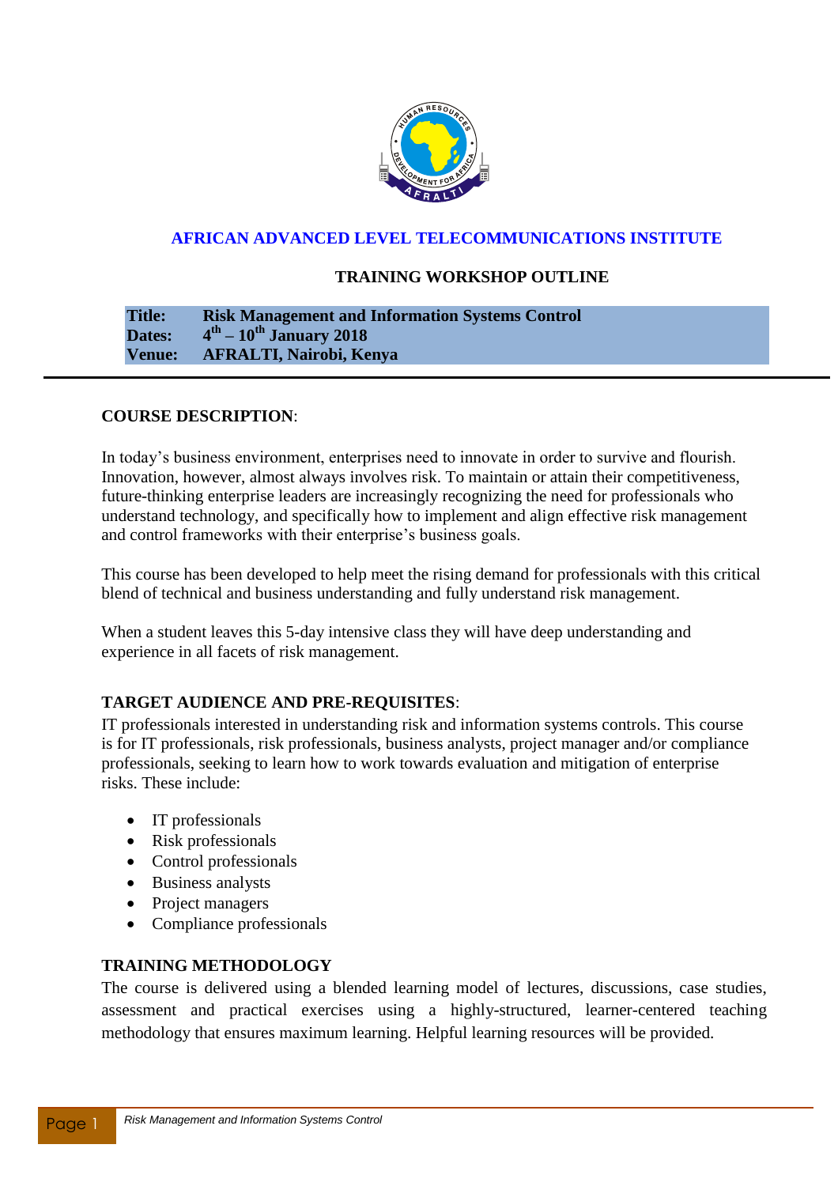# AFRICAN ADVANCED LEVEL TELECOMMUNICATIONS INSTITUTE

## TRAINING WORKSHOP OUTLINE

**Title:** **Risk Management and Information Systems Control**
**Dates:** **4th – 10th January 2018**
**Venue:** **AFRALTI, Nairobi, Kenya**

---

**COURSE DESCRIPTION**:

In today's business environment, enterprises need to innovate in order to survive and flourish. Innovation, however, almost always involves risk. To maintain or attain their competitiveness, future-thinking enterprise leaders are increasingly recognizing the need for professionals who understand technology, and specifically how to implement and align effective risk management and control frameworks with their enterprise's business goals.

This course has been developed to help meet the rising demand for professionals with this critical blend of technical and business understanding and fully understand risk management.

When a student leaves this 5-day intensive class they will have deep understanding and experience in all facets of risk management.

**TARGET AUDIENCE AND PRE-REQUISITES**:

IT professionals interested in understanding risk and information systems controls. This course is for IT professionals, risk professionals, business analysts, project manager and/or compliance professionals, seeking to learn how to work towards evaluation and mitigation of enterprise risks. These include:

- IT professionals
- Risk professionals
- Control professionals
- Business analysts
- Project managers
- Compliance professionals

**TRAINING METHODOLOGY**

The course is delivered using a blended learning model of lectures, discussions, case studies, assessment and practical exercises using a highly-structured, learner-centered teaching methodology that ensures maximum learning. Helpful learning resources will be provided.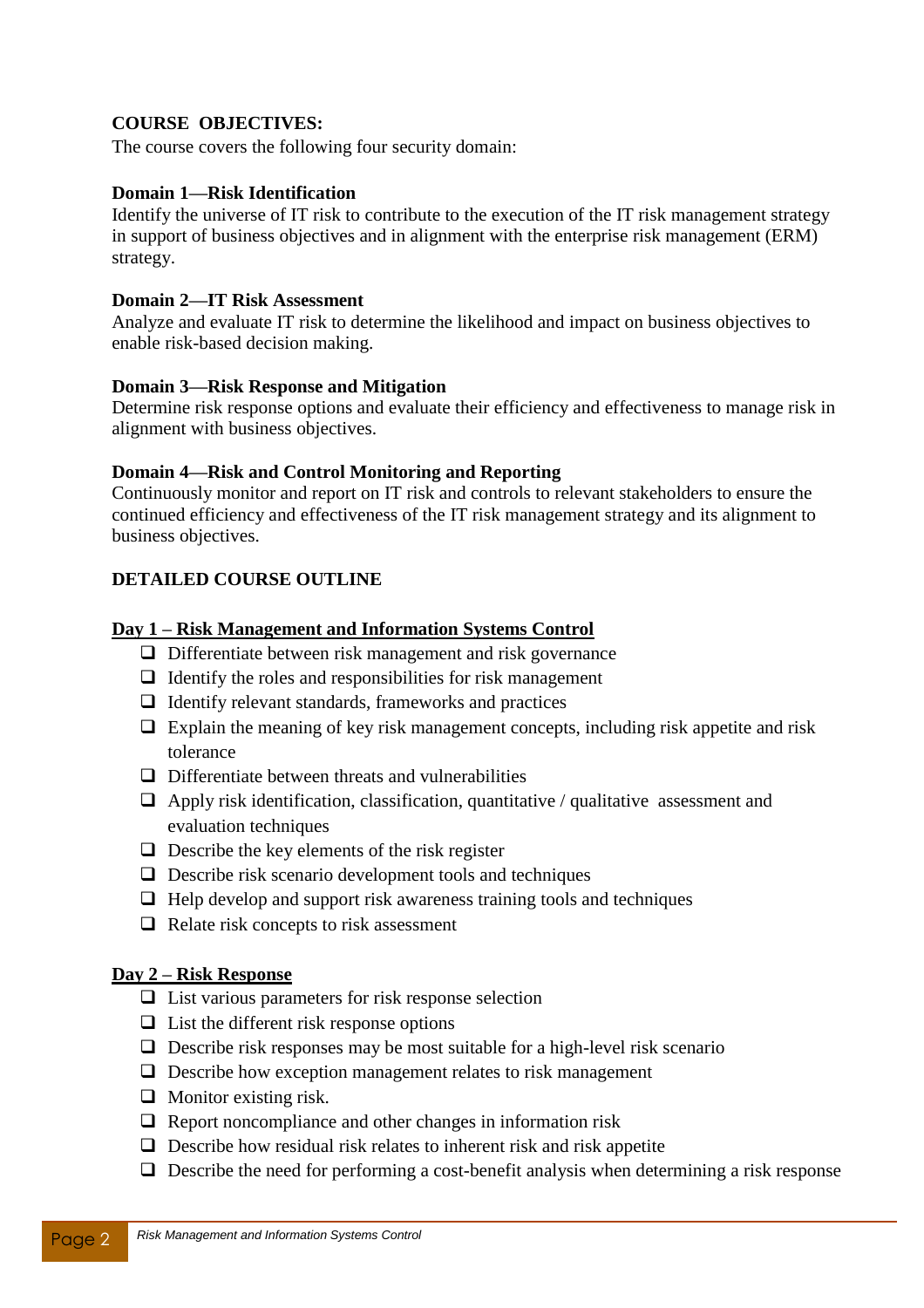**COURSE OBJECTIVES:**

The course covers the following four security domain:

**Domain 1—Risk Identification**

Identify the universe of IT risk to contribute to the execution of the IT risk management strategy in support of business objectives and in alignment with the enterprise risk management (ERM) strategy.

**Domain 2—IT Risk Assessment**

Analyze and evaluate IT risk to determine the likelihood and impact on business objectives to enable risk-based decision making.

**Domain 3—Risk Response and Mitigation**

Determine risk response options and evaluate their efficiency and effectiveness to manage risk in alignment with business objectives.

**Domain 4—Risk and Control Monitoring and Reporting**

Continuously monitor and report on IT risk and controls to relevant stakeholders to ensure the continued efficiency and effectiveness of the IT risk management strategy and its alignment to business objectives.

**DETAILED COURSE OUTLINE**

**Day 1 – Risk Management and Information Systems Control**

- Differentiate between risk management and risk governance
- Identify the roles and responsibilities for risk management
- Identify relevant standards, frameworks and practices
- Explain the meaning of key risk management concepts, including risk appetite and risk tolerance
- Differentiate between threats and vulnerabilities
- Apply risk identification, classification, quantitative / qualitative assessment and evaluation techniques
- Describe the key elements of the risk register
- Describe risk scenario development tools and techniques
- Help develop and support risk awareness training tools and techniques
- Relate risk concepts to risk assessment

**Day 2 – Risk Response**

- List various parameters for risk response selection
- List the different risk response options
- Describe risk responses may be most suitable for a high-level risk scenario
- Describe how exception management relates to risk management
- Monitor existing risk.
- Report noncompliance and other changes in information risk
- Describe how residual risk relates to inherent risk and risk appetite
- Describe the need for performing a cost-benefit analysis when determining a risk response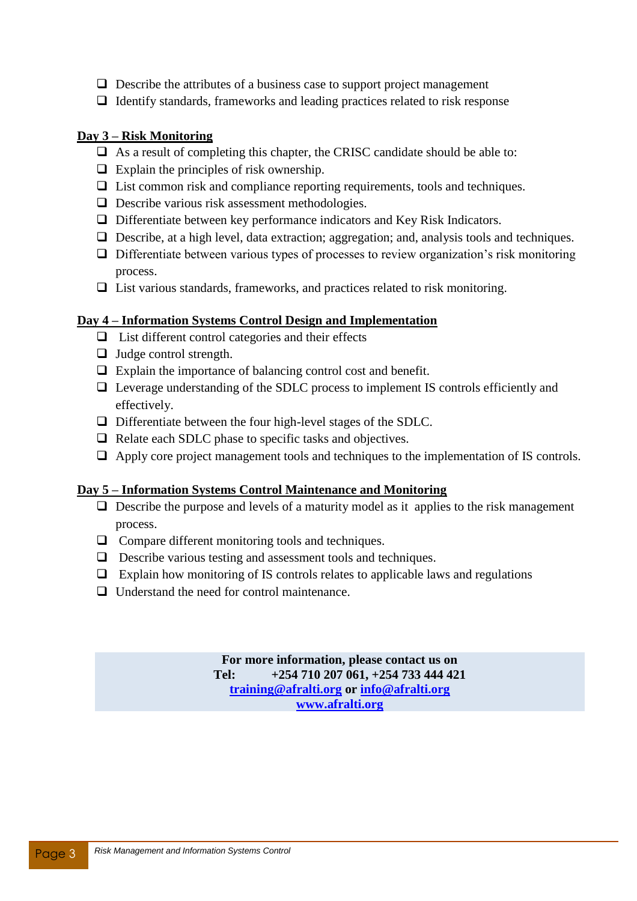- Describe the attributes of a business case to support project management
- Identify standards, frameworks and leading practices related to risk response

**Day 3 – Risk Monitoring**

- As a result of completing this chapter, the CRISC candidate should be able to:
- Explain the principles of risk ownership.
- List common risk and compliance reporting requirements, tools and techniques.
- Describe various risk assessment methodologies.
- Differentiate between key performance indicators and Key Risk Indicators.
- Describe, at a high level, data extraction; aggregation; and, analysis tools and techniques.
- Differentiate between various types of processes to review organization's risk monitoring process.
- List various standards, frameworks, and practices related to risk monitoring.

**Day 4 – Information Systems Control Design and Implementation**

- List different control categories and their effects
- Judge control strength.
- Explain the importance of balancing control cost and benefit.
- Leverage understanding of the SDLC process to implement IS controls efficiently and effectively.
- Differentiate between the four high-level stages of the SDLC.
- Relate each SDLC phase to specific tasks and objectives.
- Apply core project management tools and techniques to the implementation of IS controls.

**Day 5 – Information Systems Control Maintenance and Monitoring**

- Describe the purpose and levels of a maturity model as it applies to the risk management process.
- Compare different monitoring tools and techniques.
- Describe various testing and assessment tools and techniques.
- Explain how monitoring of IS controls relates to applicable laws and regulations
- Understand the need for control maintenance.

**For more information, please contact us on**
**Tel: +254 710 207 061, +254 733 444 421**
**training@afralti.org or info@afralti.org**
**www.afralti.org**